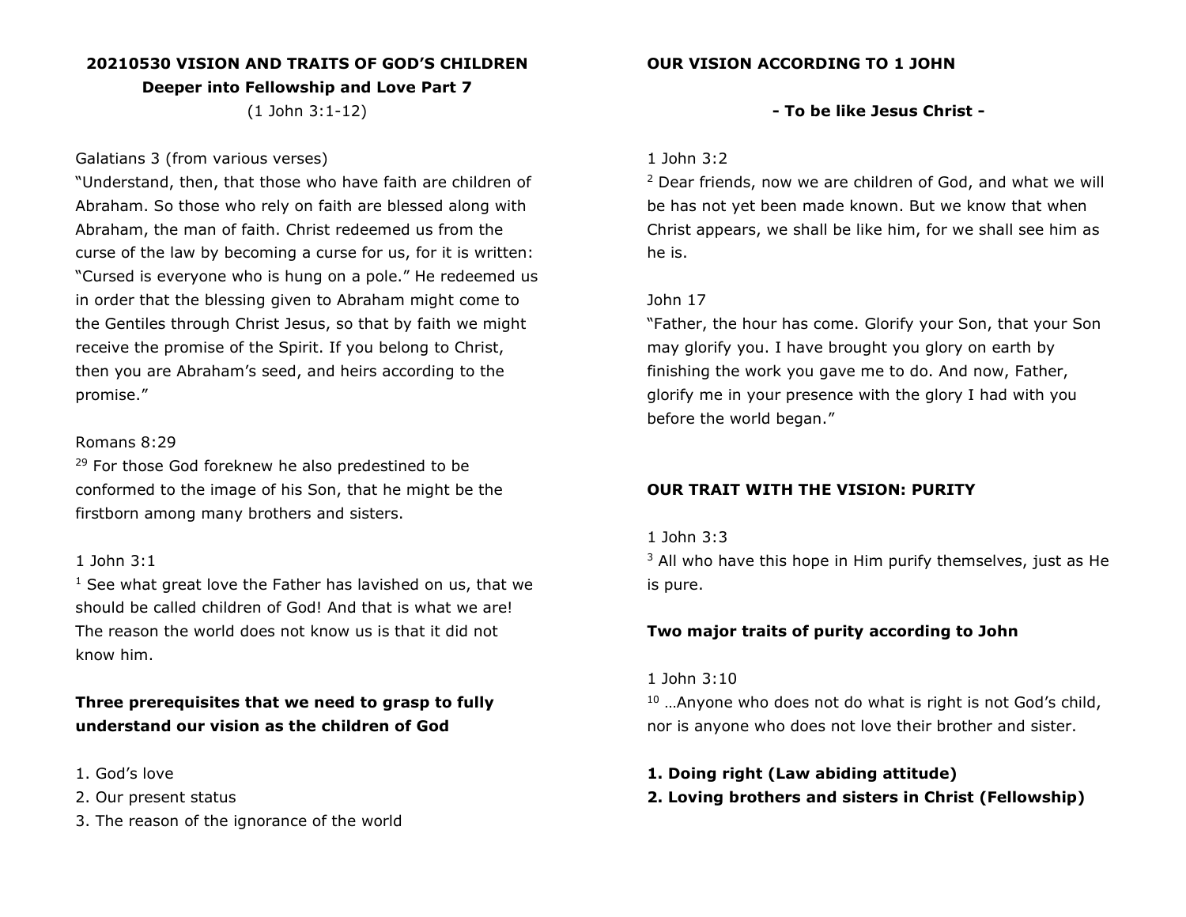**20210530 VISION AND TRAITS OF GOD'S CHILDREN**

**Deeper into Fellowship and Love Part 7**

(1 John 3:1-12)

Galatians 3 (from various verses)

"Understand, then, that those who have faith are children of Abraham. So those who rely on faith are blessed along with Abraham, the man of faith. Christ redeemed us from the curse of the law by becoming a curse for us, for it is written: "Cursed is everyone who is hung on a pole." He redeemed us in order that the blessing given to Abraham might come to the Gentiles through Christ Jesus, so that by faith we might receive the promise of the Spirit. If you belong to Christ, then you are Abraham's seed, and heirs according to the promise."

Romans 8:29

[29] For those God foreknew he also predestined to be conformed to the image of his Son, that he might be the firstborn among many brothers and sisters.

1 John 3:1

[1] See what great love the Father has lavished on us, that we should be called children of God! And that is what we are! The reason the world does not know us is that it did not know him.

**Three prerequisites that we need to grasp to fully understand our vision as the children of God**

1. God's love
2. Our present status
3. The reason of the ignorance of the world

**OUR VISION ACCORDING TO 1 JOHN**

**- To be like Jesus Christ -**

1 John 3:2

[2] Dear friends, now we are children of God, and what we will be has not yet been made known. But we know that when Christ appears, we shall be like him, for we shall see him as he is.

John 17

"Father, the hour has come. Glorify your Son, that your Son may glorify you. I have brought you glory on earth by finishing the work you gave me to do. And now, Father, glorify me in your presence with the glory I had with you before the world began."

**OUR TRAIT WITH THE VISION: PURITY**

1 John 3:3

[3] All who have this hope in Him purify themselves, just as He is pure.

**Two major traits of purity according to John**

1 John 3:10

[10] …Anyone who does not do what is right is not God's child, nor is anyone who does not love their brother and sister.

**1. Doing right (Law abiding attitude)**

**2. Loving brothers and sisters in Christ (Fellowship)**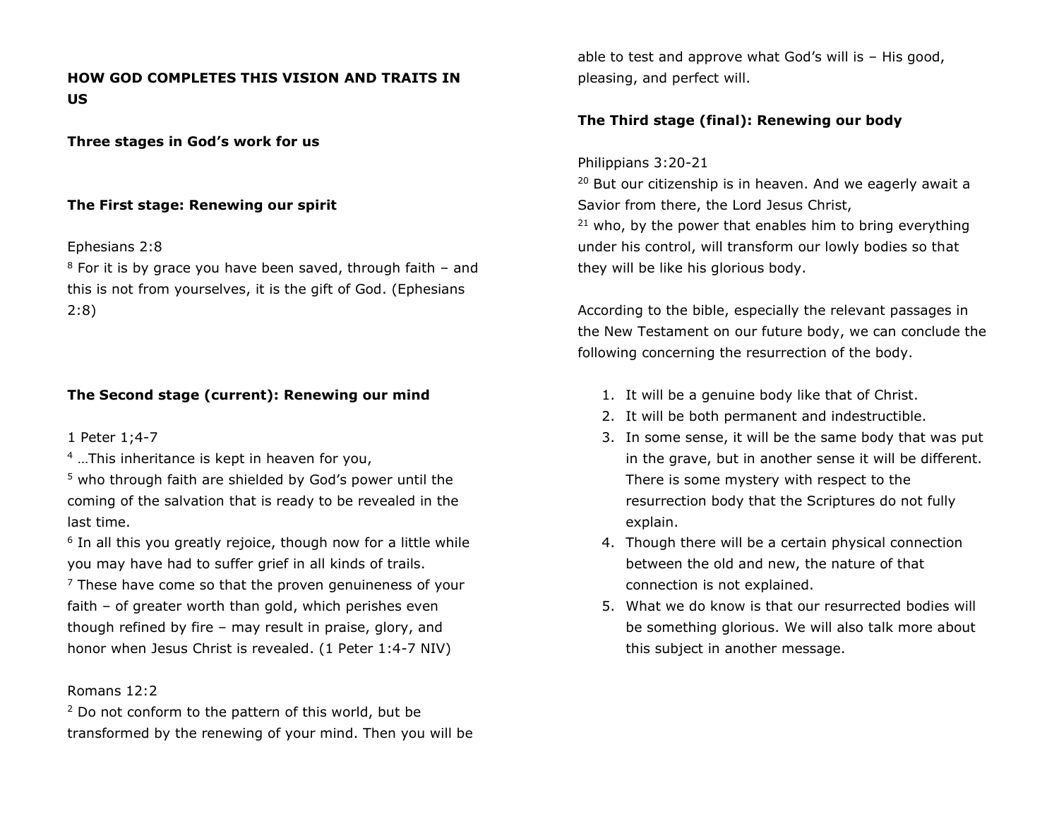**HOW GOD COMPLETES THIS VISION AND TRAITS IN US**

**Three stages in God's work for us**

**The First stage: Renewing our spirit**

Ephesians 2:8

[8] For it is by grace you have been saved, through faith – and this is not from yourselves, it is the gift of God. (Ephesians 2:8)

**The Second stage (current): Renewing our mind**

1 Peter 1;4-7

[4] …This inheritance is kept in heaven for you,

[5] who through faith are shielded by God's power until the coming of the salvation that is ready to be revealed in the last time.

[6] In all this you greatly rejoice, though now for a little while you may have had to suffer grief in all kinds of trails.

[7] These have come so that the proven genuineness of your faith – of greater worth than gold, which perishes even though refined by fire – may result in praise, glory, and honor when Jesus Christ is revealed. (1 Peter 1:4-7 NIV)

Romans 12:2

[2] Do not conform to the pattern of this world, but be transformed by the renewing of your mind. Then you will be able to test and approve what God's will is – His good, pleasing, and perfect will.

**The Third stage (final): Renewing our body**

Philippians 3:20-21

[20] But our citizenship is in heaven. And we eagerly await a Savior from there, the Lord Jesus Christ,

[21] who, by the power that enables him to bring everything under his control, will transform our lowly bodies so that they will be like his glorious body.

According to the bible, especially the relevant passages in the New Testament on our future body, we can conclude the following concerning the resurrection of the body.

1. It will be a genuine body like that of Christ.
2. It will be both permanent and indestructible.
3. In some sense, it will be the same body that was put in the grave, but in another sense it will be different. There is some mystery with respect to the resurrection body that the Scriptures do not fully explain.
4. Though there will be a certain physical connection between the old and new, the nature of that connection is not explained.
5. What we do know is that our resurrected bodies will be something glorious. We will also talk more about this subject in another message.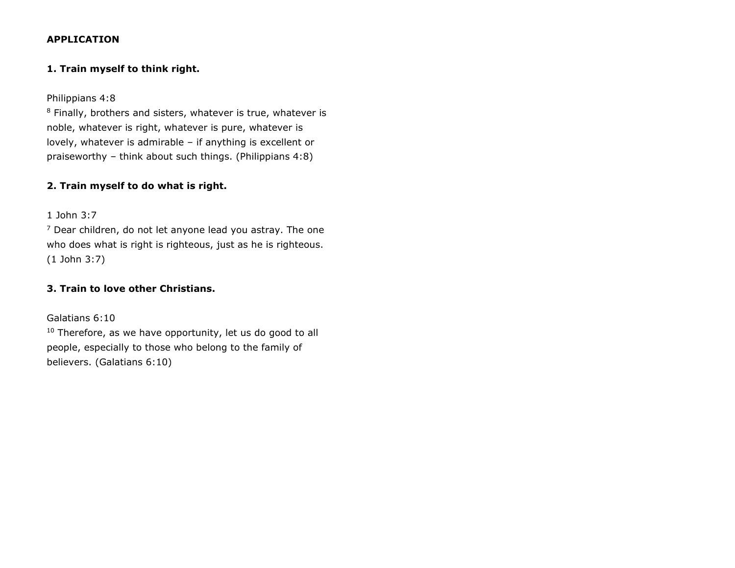**APPLICATION**

**1. Train myself to think right.**

Philippians 4:8
[8] Finally, brothers and sisters, whatever is true, whatever is noble, whatever is right, whatever is pure, whatever is lovely, whatever is admirable – if anything is excellent or praiseworthy – think about such things. (Philippians 4:8)

**2. Train myself to do what is right.**

1 John 3:7
[7] Dear children, do not let anyone lead you astray. The one who does what is right is righteous, just as he is righteous. (1 John 3:7)

**3. Train to love other Christians.**

Galatians 6:10
[10] Therefore, as we have opportunity, let us do good to all people, especially to those who belong to the family of believers. (Galatians 6:10)